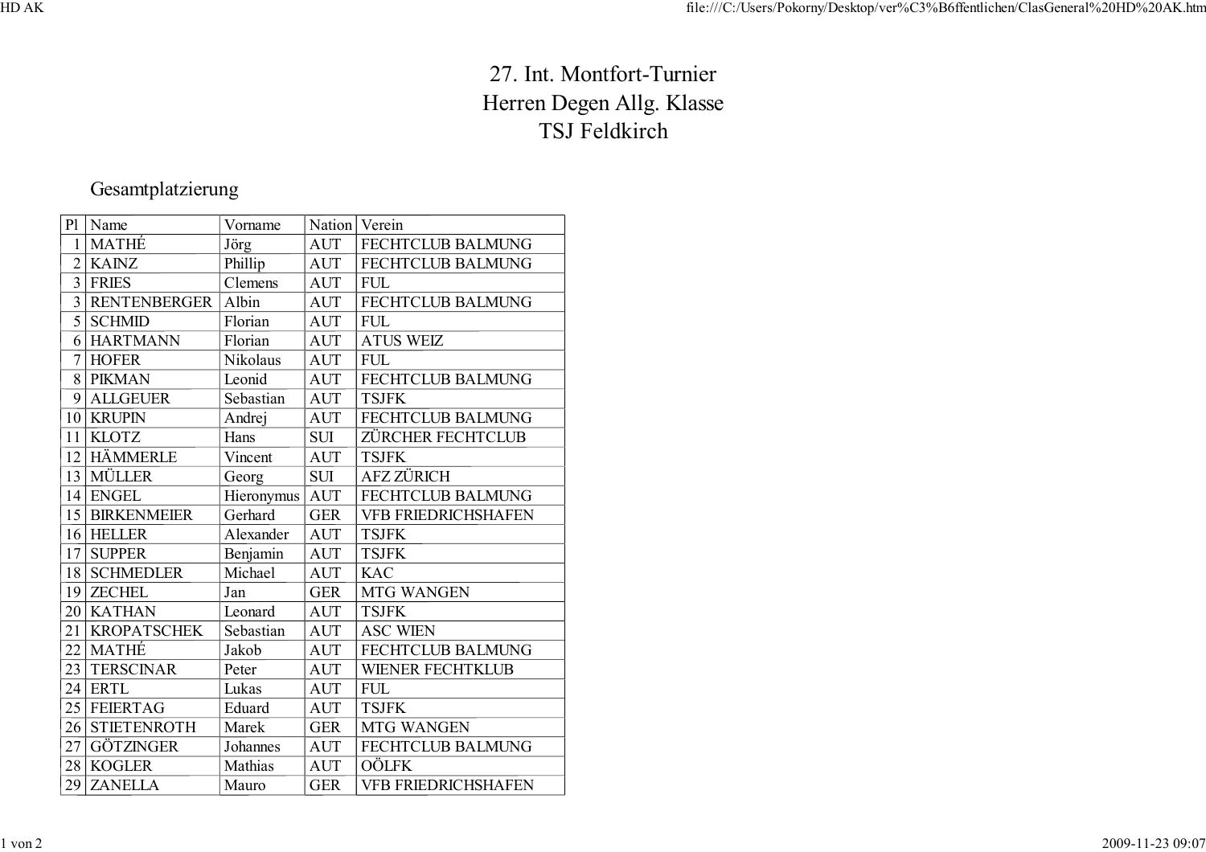# 27. Int. Montfort-Turnier
# Herren Degen Allg. Klasse
# TSJ Feldkirch

## Gesamtplatzierung

| Pl | Name | Vorname | Nation | Verein |
|---|---|---|---|---|
| 1 | MATHÉ | Jörg | AUT | FECHTCLUB BALMUNG |
| 2 | KAINZ | Phillip | AUT | FECHTCLUB BALMUNG |
| 3 | FRIES | Clemens | AUT | FUL |
| 3 | RENTENBERGER | Albin | AUT | FECHTCLUB BALMUNG |
| 5 | SCHMID | Florian | AUT | FUL |
| 6 | HARTMANN | Florian | AUT | ATUS WEIZ |
| 7 | HOFER | Nikolaus | AUT | FUL |
| 8 | PIKMAN | Leonid | AUT | FECHTCLUB BALMUNG |
| 9 | ALLGEUER | Sebastian | AUT | TSJFK |
| 10 | KRUPIN | Andrej | AUT | FECHTCLUB BALMUNG |
| 11 | KLOTZ | Hans | SUI | ZÜRCHER FECHTCLUB |
| 12 | HÄMMERLE | Vincent | AUT | TSJFK |
| 13 | MÜLLER | Georg | SUI | AFZ ZÜRICH |
| 14 | ENGEL | Hieronymus | AUT | FECHTCLUB BALMUNG |
| 15 | BIRKENMEIER | Gerhard | GER | VFB FRIEDRICHSHAFEN |
| 16 | HELLER | Alexander | AUT | TSJFK |
| 17 | SUPPER | Benjamin | AUT | TSJFK |
| 18 | SCHMEDLER | Michael | AUT | KAC |
| 19 | ZECHEL | Jan | GER | MTG WANGEN |
| 20 | KATHAN | Leonard | AUT | TSJFK |
| 21 | KROPATSCHEK | Sebastian | AUT | ASC WIEN |
| 22 | MATHÉ | Jakob | AUT | FECHTCLUB BALMUNG |
| 23 | TERSCINAR | Peter | AUT | WIENER FECHTKLUB |
| 24 | ERTL | Lukas | AUT | FUL |
| 25 | FEIERTAG | Eduard | AUT | TSJFK |
| 26 | STIETENROTH | Marek | GER | MTG WANGEN |
| 27 | GÖTZINGER | Johannes | AUT | FECHTCLUB BALMUNG |
| 28 | KOGLER | Mathias | AUT | OÖLFK |
| 29 | ZANELLA | Mauro | GER | VFB FRIEDRICHSHAFEN |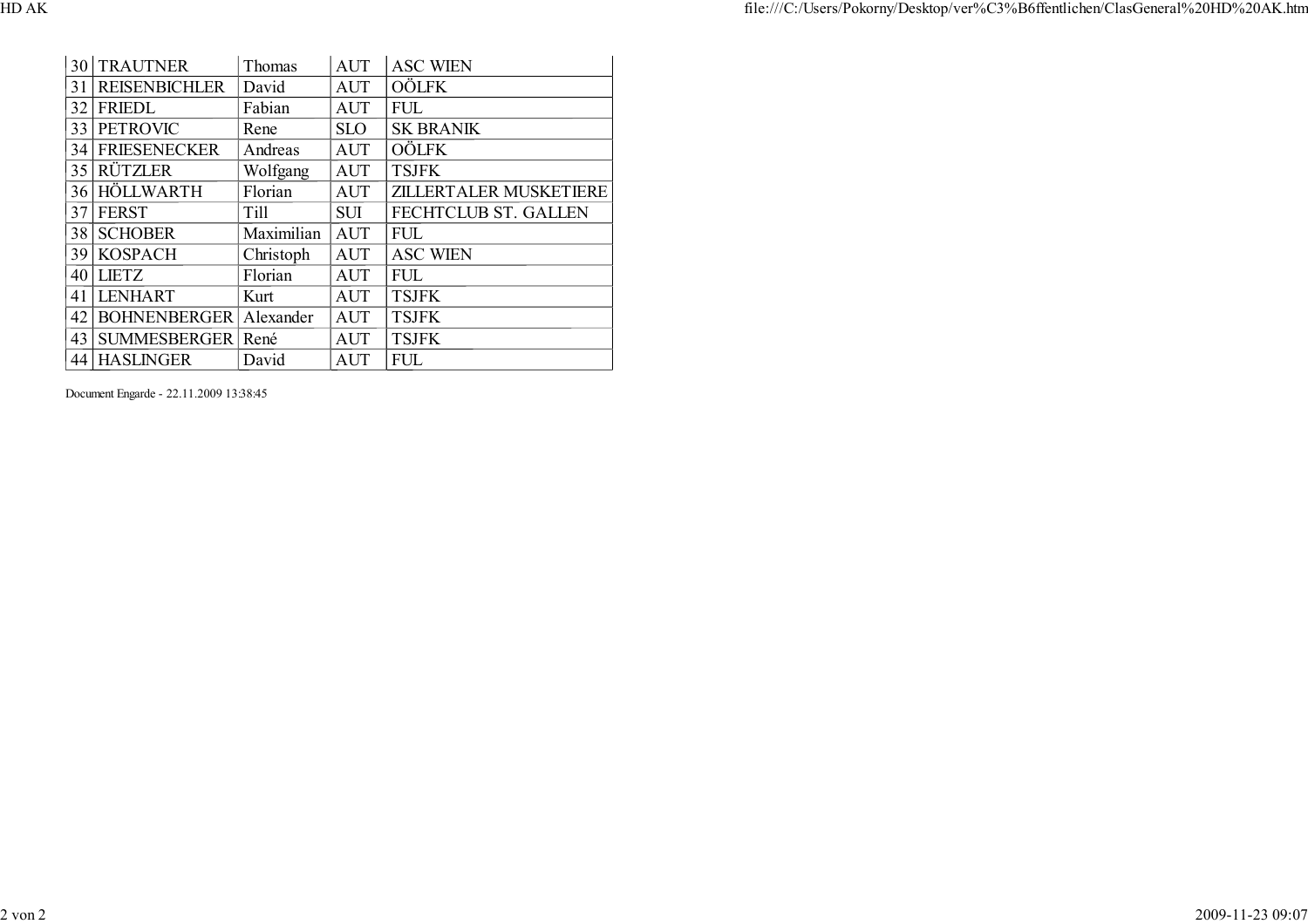| | | | | |
|---|---|---|---|---|
| 30 | TRAUTNER | Thomas | AUT | ASC WIEN |
| 31 | REISENBICHLER | David | AUT | OÖLFK |
| 32 | FRIEDL | Fabian | AUT | FUL |
| 33 | PETROVIC | Rene | SLO | SK BRANIK |
| 34 | FRIESENECKER | Andreas | AUT | OÖLFK |
| 35 | RÜTZLER | Wolfgang | AUT | TSJFK |
| 36 | HÖLLWARTH | Florian | AUT | ZILLERTALER MUSKETIERE |
| 37 | FERST | Till | SUI | FECHTCLUB ST. GALLEN |
| 38 | SCHOBER | Maximilian | AUT | FUL |
| 39 | KOSPACH | Christoph | AUT | ASC WIEN |
| 40 | LIETZ | Florian | AUT | FUL |
| 41 | LENHART | Kurt | AUT | TSJFK |
| 42 | BOHNENBERGER | Alexander | AUT | TSJFK |
| 43 | SUMMESBERGER | René | AUT | TSJFK |
| 44 | HASLINGER | David | AUT | FUL |

Document Engarde - 22.11.2009 13:38:45